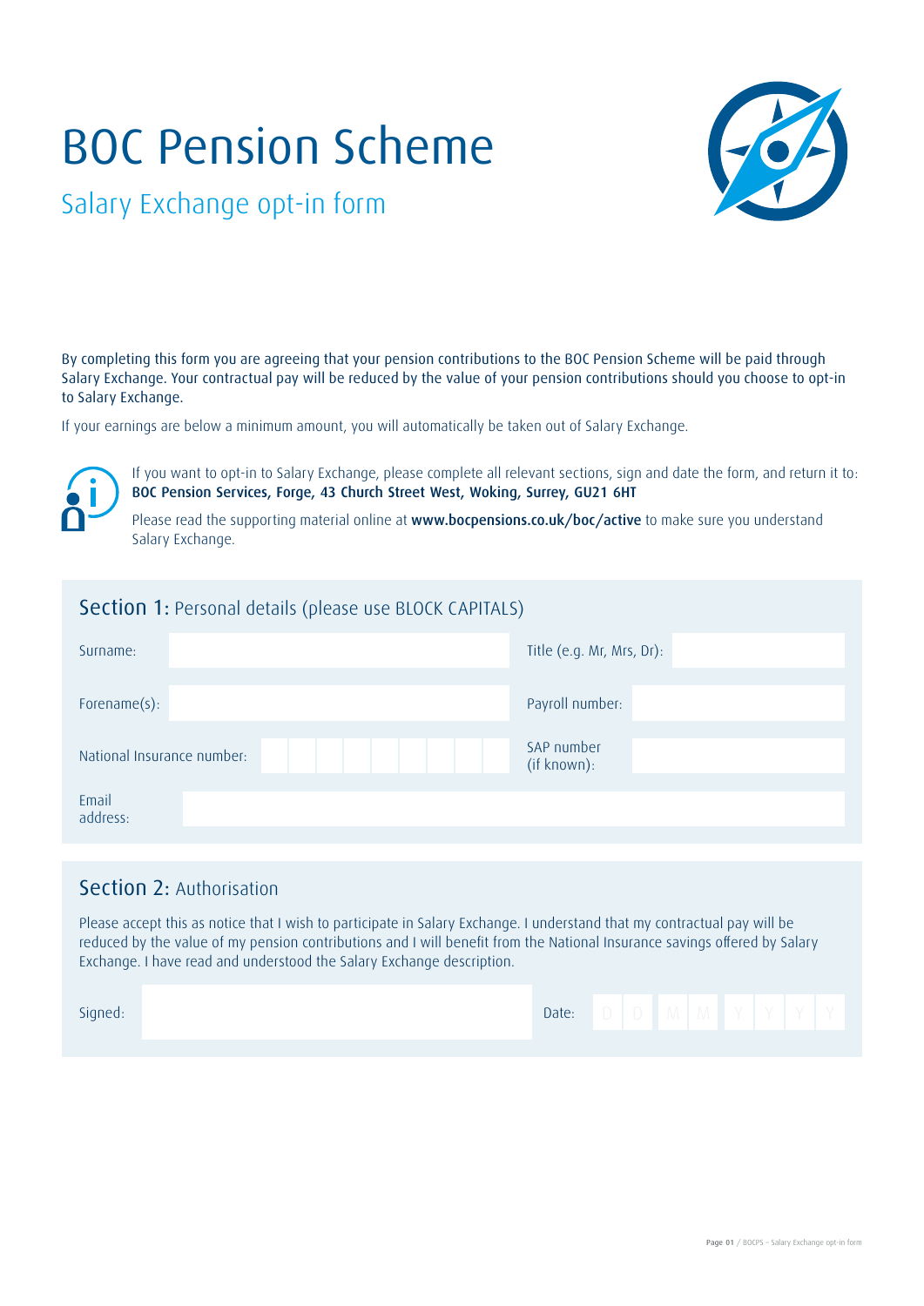# BOC Pension Scheme

## Salary Exchange opt-in form

By completing this form you are agreeing that your pension contributions to the BOC Pension Scheme will be paid through Salary Exchange. Your contractual pay will be reduced by the value of your pension contributions should you choose to opt-in to Salary Exchange.

If your earnings are below a minimum amount, you will automatically be taken out of Salary Exchange.

If you want to opt-in to Salary Exchange, please complete all relevant sections, sign and date the form, and return it to: **BOC Pension Services, Forge, 43 Church Street West, Woking, Surrey, GU21 6HT**

Please read the supporting material online at **www.bocpensions.co.uk/boc/active** to make sure you understand Salary Exchange.

### Section 1: Personal details (please use BLOCK CAPITALS)

| | | | |
|---|---|---|---|
| Surname: | | Title (e.g. Mr, Mrs, Dr): | |
| Forename(s): | | Payroll number: | |
| National Insurance number: | | SAP number (if known): | |
| Email address: | | | |

### Section 2: Authorisation

Please accept this as notice that I wish to participate in Salary Exchange. I understand that my contractual pay will be reduced by the value of my pension contributions and I will benefit from the National Insurance savings offered by Salary Exchange. I have read and understood the Salary Exchange description.

| | | | |
|---|---|---|---|
| Signed: | | Date: | D D M M Y Y Y Y |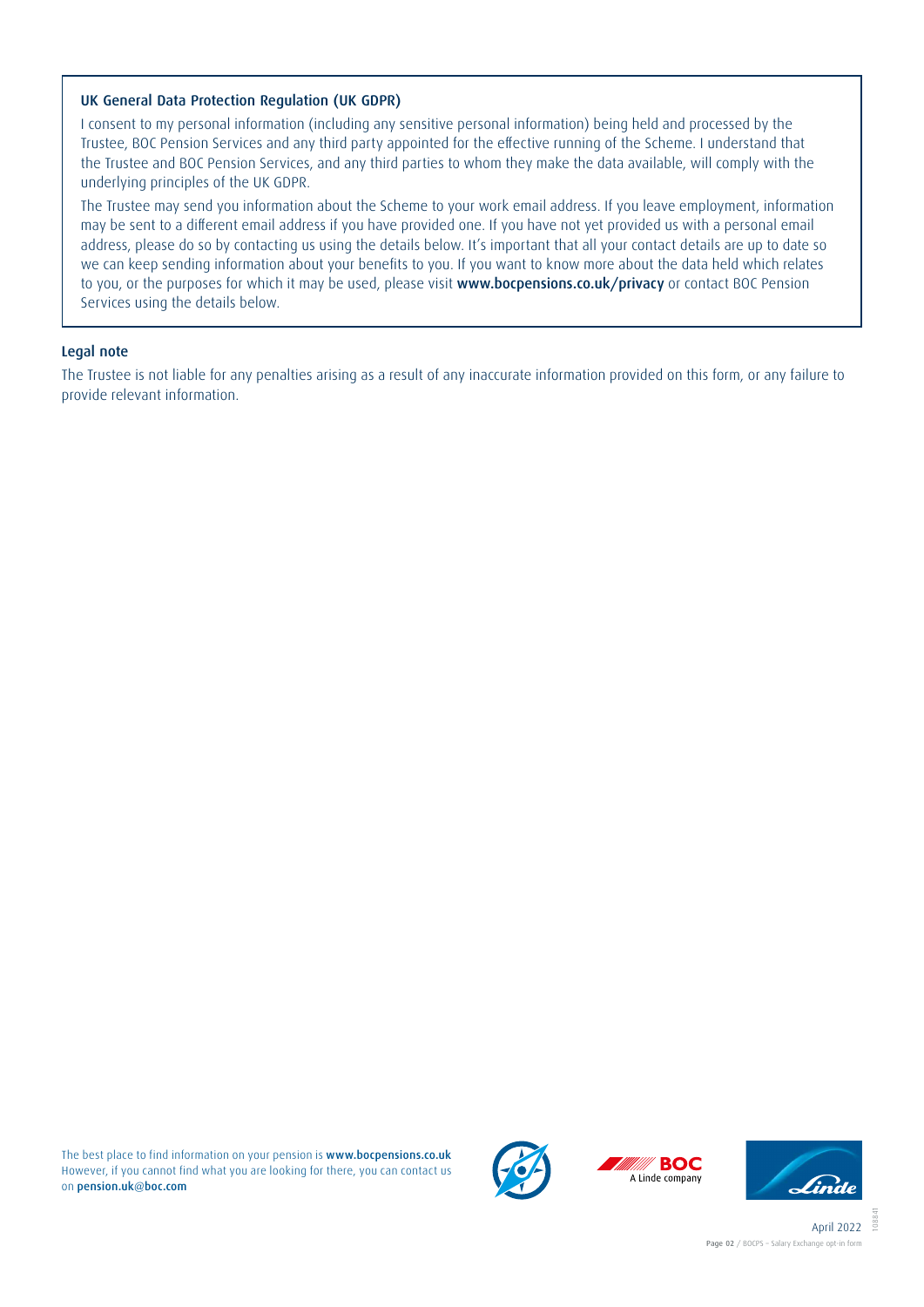## UK General Data Protection Regulation (UK GDPR)

I consent to my personal information (including any sensitive personal information) being held and processed by the Trustee, BOC Pension Services and any third party appointed for the effective running of the Scheme. I understand that the Trustee and BOC Pension Services, and any third parties to whom they make the data available, will comply with the underlying principles of the UK GDPR.

The Trustee may send you information about the Scheme to your work email address. If you leave employment, information may be sent to a different email address if you have provided one. If you have not yet provided us with a personal email address, please do so by contacting us using the details below. It's important that all your contact details are up to date so we can keep sending information about your benefits to you. If you want to know more about the data held which relates to you, or the purposes for which it may be used, please visit **www.bocpensions.co.uk/privacy** or contact BOC Pension Services using the details below.

## Legal note

The Trustee is not liable for any penalties arising as a result of any inaccurate information provided on this form, or any failure to provide relevant information.

The best place to find information on your pension is **www.bocpensions.co.uk** However, if you cannot find what you are looking for there, you can contact us on **pension.uk@boc.com**

April 2022